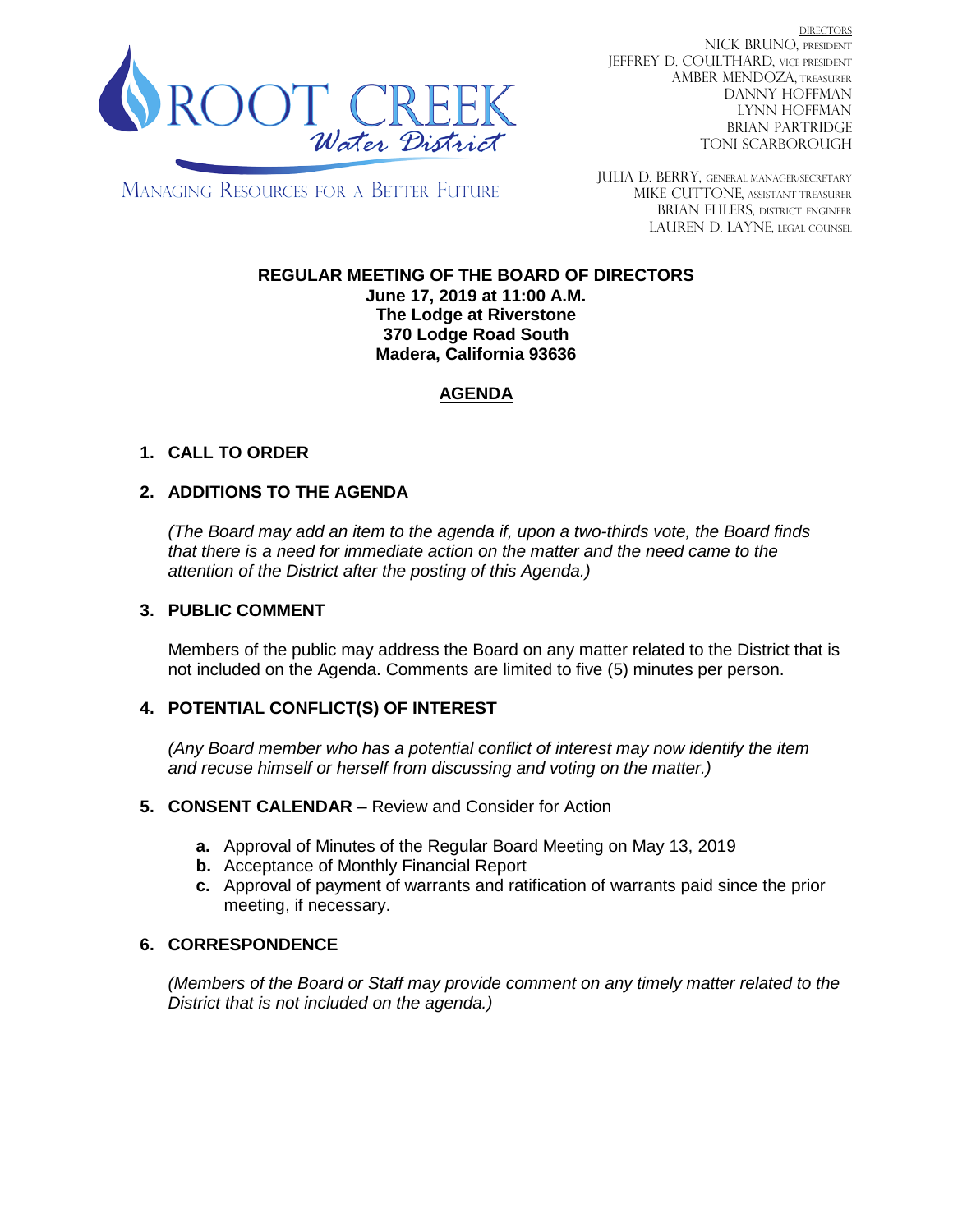ROOT CREEK Water District

MANAGING RESOURCES FOR A BETTER FUTURE

DIRECTORS
NICK BRUNO, PRESIDENT
JEFFREY D. COULTHARD, VICE PRESIDENT
AMBER MENDOZA, TREASURER
DANNY HOFFMAN
LYNN HOFFMAN
BRIAN PARTRIDGE
TONI SCARBOROUGH

JULIA D. BERRY, GENERAL MANAGER/SECRETARY
MIKE CUTTONE, ASSISTANT TREASURER
BRIAN EHLERS, DISTRICT ENGINEER
LAUREN D. LAYNE, LEGAL COUNSEL

**REGULAR MEETING OF THE BOARD OF DIRECTORS**
**June 17, 2019 at 11:00 A.M.**
**The Lodge at Riverstone**
**370 Lodge Road South**
**Madera, California 93636**

## AGENDA

**1. CALL TO ORDER**

**2. ADDITIONS TO THE AGENDA**

*(The Board may add an item to the agenda if, upon a two-thirds vote, the Board finds that there is a need for immediate action on the matter and the need came to the attention of the District after the posting of this Agenda.)*

**3. PUBLIC COMMENT**

Members of the public may address the Board on any matter related to the District that is not included on the Agenda. Comments are limited to five (5) minutes per person.

**4. POTENTIAL CONFLICT(S) OF INTEREST**

*(Any Board member who has a potential conflict of interest may now identify the item and recuse himself or herself from discussing and voting on the matter.)*

**5. CONSENT CALENDAR** – Review and Consider for Action

- **a.** Approval of Minutes of the Regular Board Meeting on May 13, 2019
- **b.** Acceptance of Monthly Financial Report
- **c.** Approval of payment of warrants and ratification of warrants paid since the prior meeting, if necessary.

**6. CORRESPONDENCE**

*(Members of the Board or Staff may provide comment on any timely matter related to the District that is not included on the agenda.)*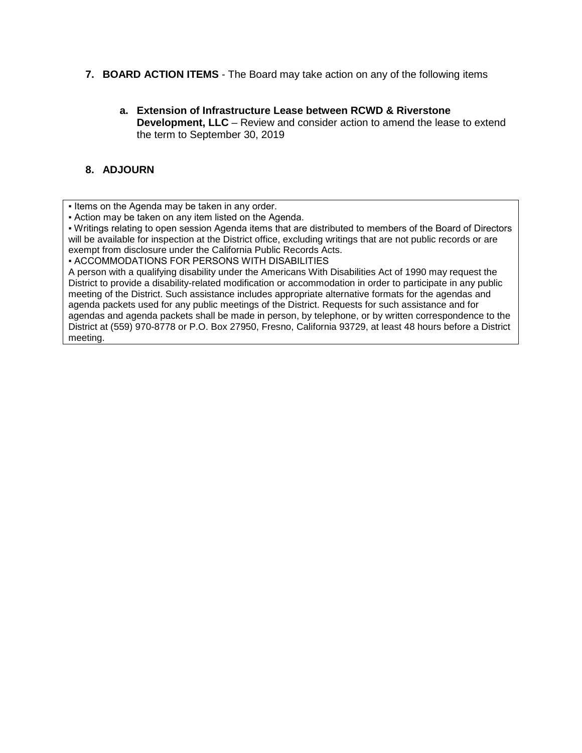7. **BOARD ACTION ITEMS** - The Board may take action on any of the following items

   a. **Extension of Infrastructure Lease between RCWD & Riverstone Development, LLC** – Review and consider action to amend the lease to extend the term to September 30, 2019

8. **ADJOURN**

▪ Items on the Agenda may be taken in any order.
▪ Action may be taken on any item listed on the Agenda.
▪ Writings relating to open session Agenda items that are distributed to members of the Board of Directors will be available for inspection at the District office, excluding writings that are not public records or are exempt from disclosure under the California Public Records Acts.
▪ ACCOMMODATIONS FOR PERSONS WITH DISABILITIES
A person with a qualifying disability under the Americans With Disabilities Act of 1990 may request the District to provide a disability-related modification or accommodation in order to participate in any public meeting of the District. Such assistance includes appropriate alternative formats for the agendas and agenda packets used for any public meetings of the District. Requests for such assistance and for agendas and agenda packets shall be made in person, by telephone, or by written correspondence to the District at (559) 970-8778 or P.O. Box 27950, Fresno, California 93729, at least 48 hours before a District meeting.